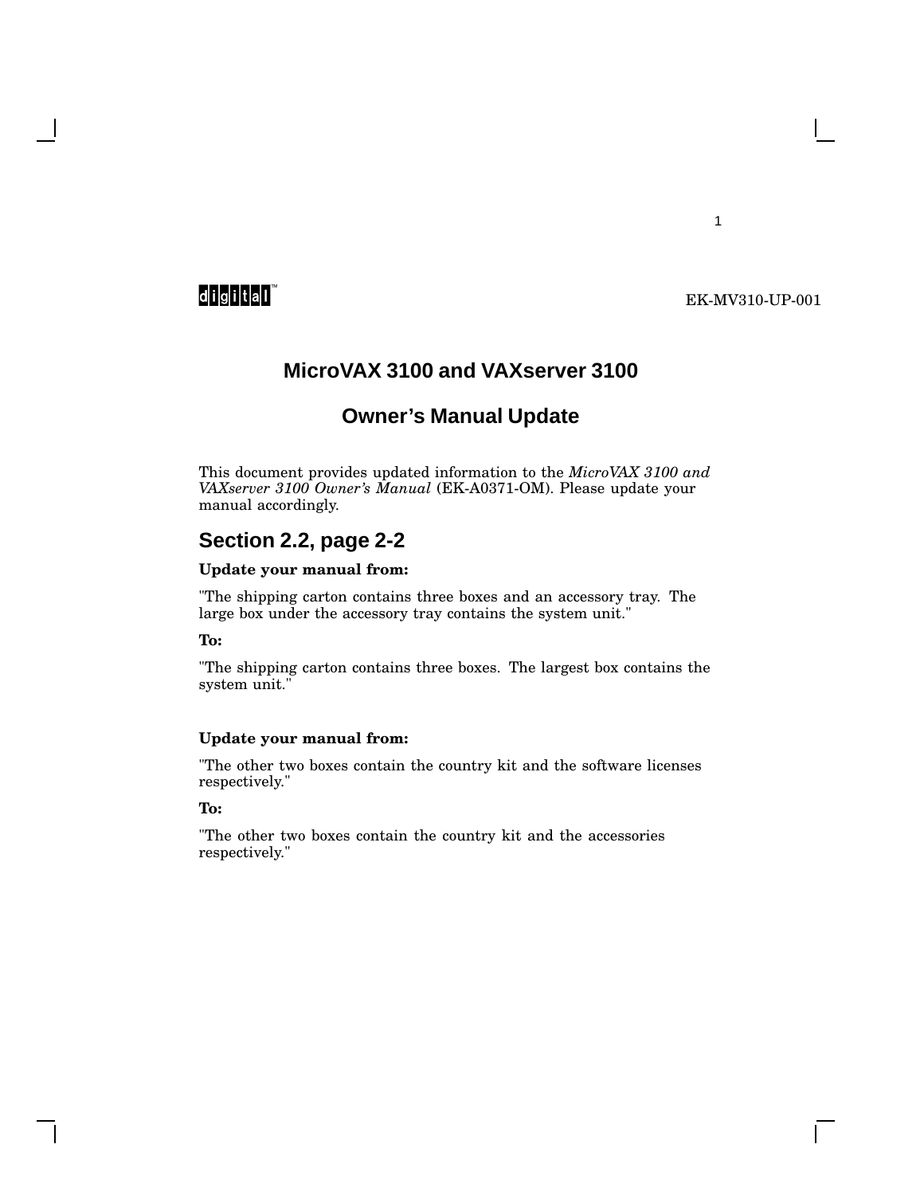digital™

EK-MV310-UP-001

# MicroVAX 3100 and VAXserver 3100

# Owner's Manual Update

This document provides updated information to the *MicroVAX 3100 and VAXserver 3100 Owner's Manual* (EK-A0371-OM). Please update your manual accordingly.

## Section 2.2, page 2-2

**Update your manual from:**

"The shipping carton contains three boxes and an accessory tray. The large box under the accessory tray contains the system unit."

**To:**

"The shipping carton contains three boxes. The largest box contains the system unit."

**Update your manual from:**

"The other two boxes contain the country kit and the software licenses respectively."

**To:**

"The other two boxes contain the country kit and the accessories respectively."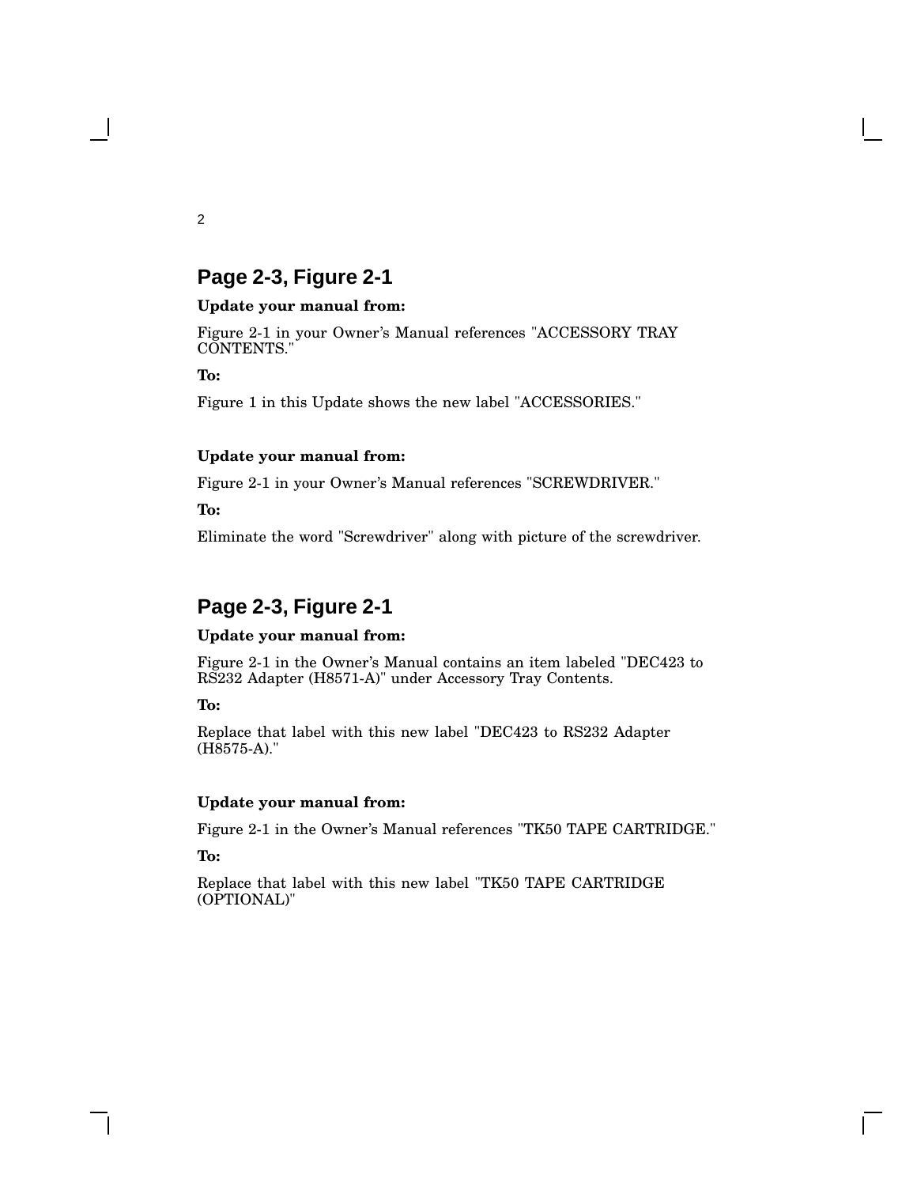## Page 2-3, Figure 2-1

**Update your manual from:**

Figure 2-1 in your Owner's Manual references "ACCESSORY TRAY CONTENTS."

**To:**

Figure 1 in this Update shows the new label "ACCESSORIES."

**Update your manual from:**

Figure 2-1 in your Owner's Manual references "SCREWDRIVER."

**To:**

Eliminate the word "Screwdriver" along with picture of the screwdriver.

## Page 2-3, Figure 2-1

**Update your manual from:**

Figure 2-1 in the Owner's Manual contains an item labeled "DEC423 to RS232 Adapter (H8571-A)" under Accessory Tray Contents.

**To:**

Replace that label with this new label "DEC423 to RS232 Adapter (H8575-A)."

**Update your manual from:**

Figure 2-1 in the Owner's Manual references "TK50 TAPE CARTRIDGE."

**To:**

Replace that label with this new label "TK50 TAPE CARTRIDGE (OPTIONAL)"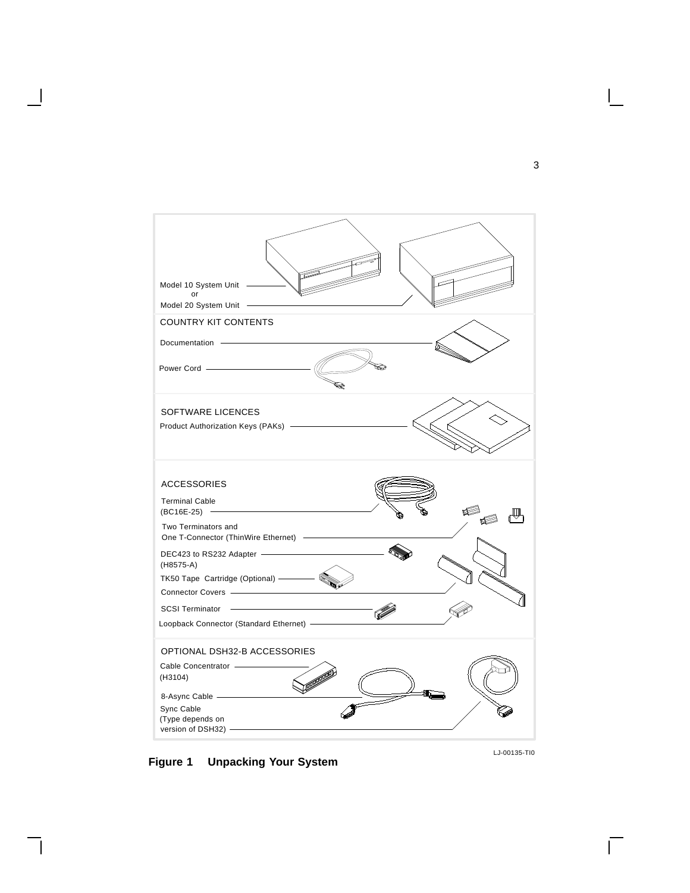Model 10 System Unit
or
Model 20 System Unit

COUNTRY KIT CONTENTS

Documentation

Power Cord

SOFTWARE LICENCES

Product Authorization Keys (PAKs)

ACCESSORIES

Terminal Cable
(BC16E-25)

Two Terminators and
One T-Connector (ThinWire Ethernet)

DEC423 to RS232 Adapter
(H8575-A)

TK50 Tape Cartridge (Optional)

Connector Covers

SCSI Terminator

Loopback Connector (Standard Ethernet)

OPTIONAL DSH32-B ACCESSORIES

Cable Concentrator
(H3104)

8-Async Cable

Sync Cable
(Type depends on
version of DSH32)

LJ-00135-TI0

**Figure 1 Unpacking Your System**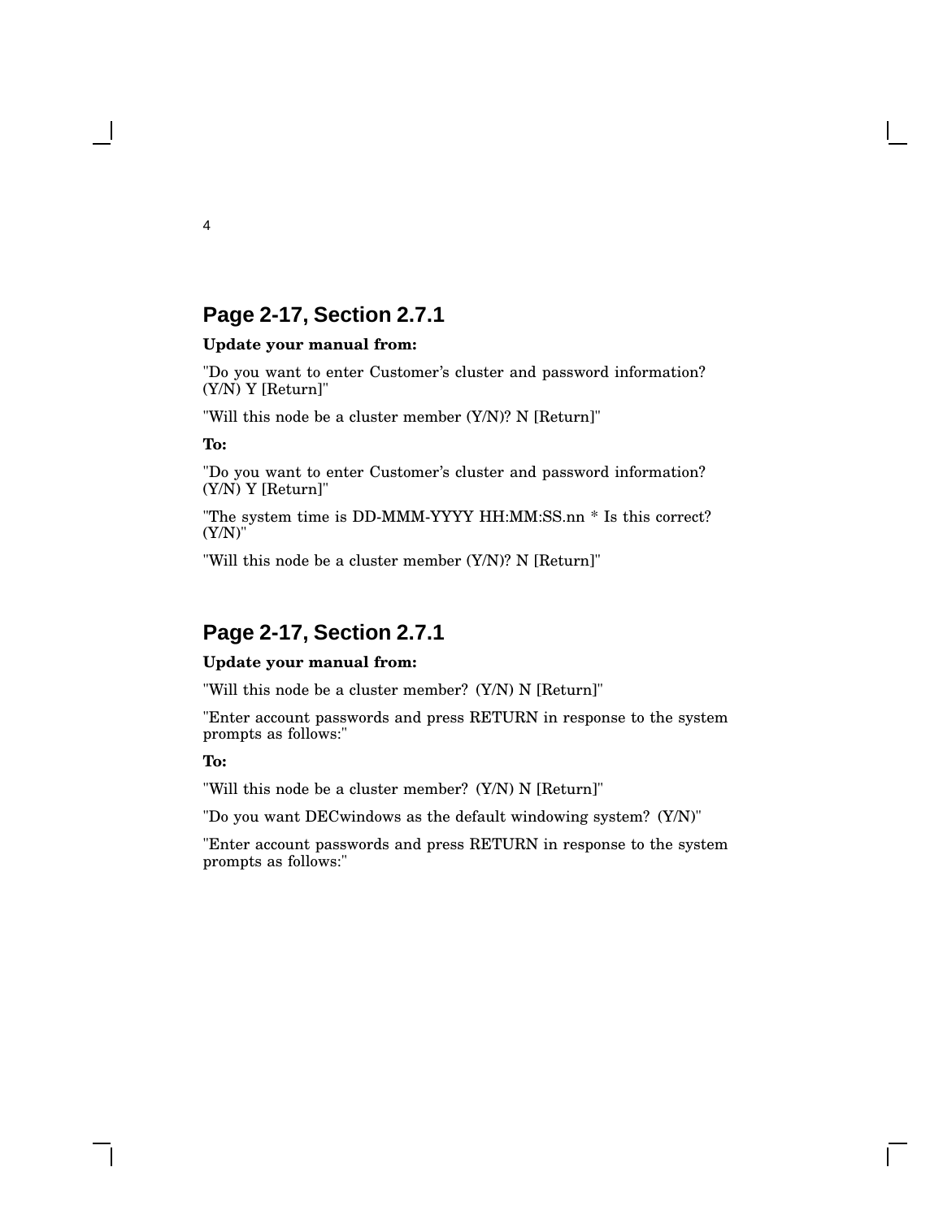## Page 2-17, Section 2.7.1

**Update your manual from:**

"Do you want to enter Customer's cluster and password information? (Y/N) Y [Return]"

"Will this node be a cluster member (Y/N)? N [Return]"

**To:**

"Do you want to enter Customer's cluster and password information? (Y/N) Y [Return]"

"The system time is DD-MMM-YYYY HH:MM:SS.nn * Is this correct? (Y/N)"

"Will this node be a cluster member (Y/N)? N [Return]"

## Page 2-17, Section 2.7.1

**Update your manual from:**

"Will this node be a cluster member? (Y/N) N [Return]"

"Enter account passwords and press RETURN in response to the system prompts as follows:"

**To:**

"Will this node be a cluster member? (Y/N) N [Return]"

"Do you want DECwindows as the default windowing system? (Y/N)"

"Enter account passwords and press RETURN in response to the system prompts as follows:"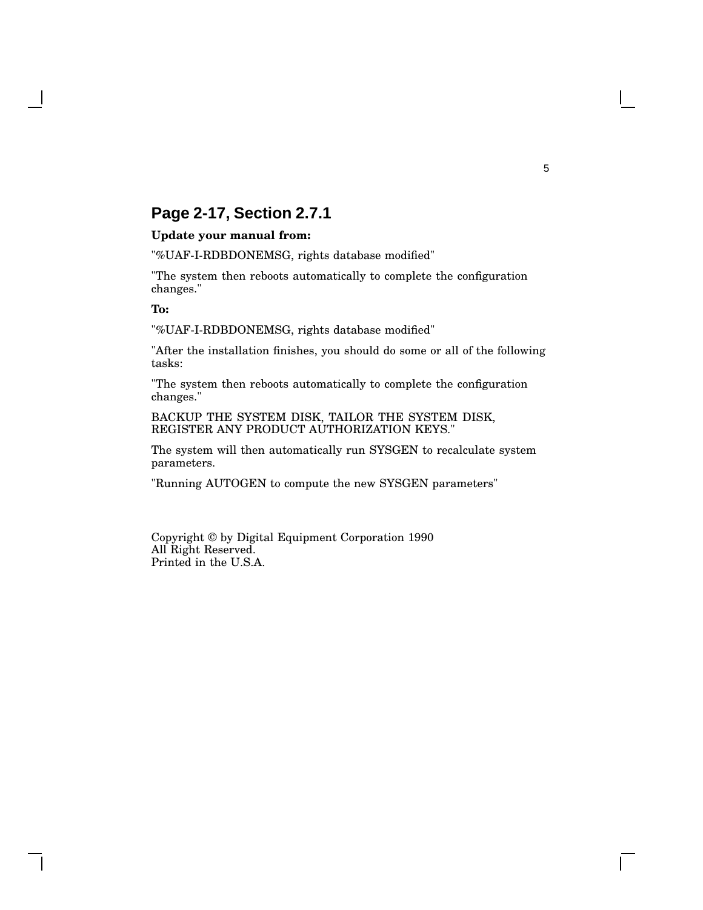## Page 2-17, Section 2.7.1

**Update your manual from:**

"%UAF-I-RDBDONEMSG, rights database modified"

"The system then reboots automatically to complete the configuration changes."

**To:**

"%UAF-I-RDBDONEMSG, rights database modified"

"After the installation finishes, you should do some or all of the following tasks:

"The system then reboots automatically to complete the configuration changes."

BACKUP THE SYSTEM DISK, TAILOR THE SYSTEM DISK, REGISTER ANY PRODUCT AUTHORIZATION KEYS."

The system will then automatically run SYSGEN to recalculate system parameters.

"Running AUTOGEN to compute the new SYSGEN parameters"

Copyright © by Digital Equipment Corporation 1990
All Right Reserved.
Printed in the U.S.A.